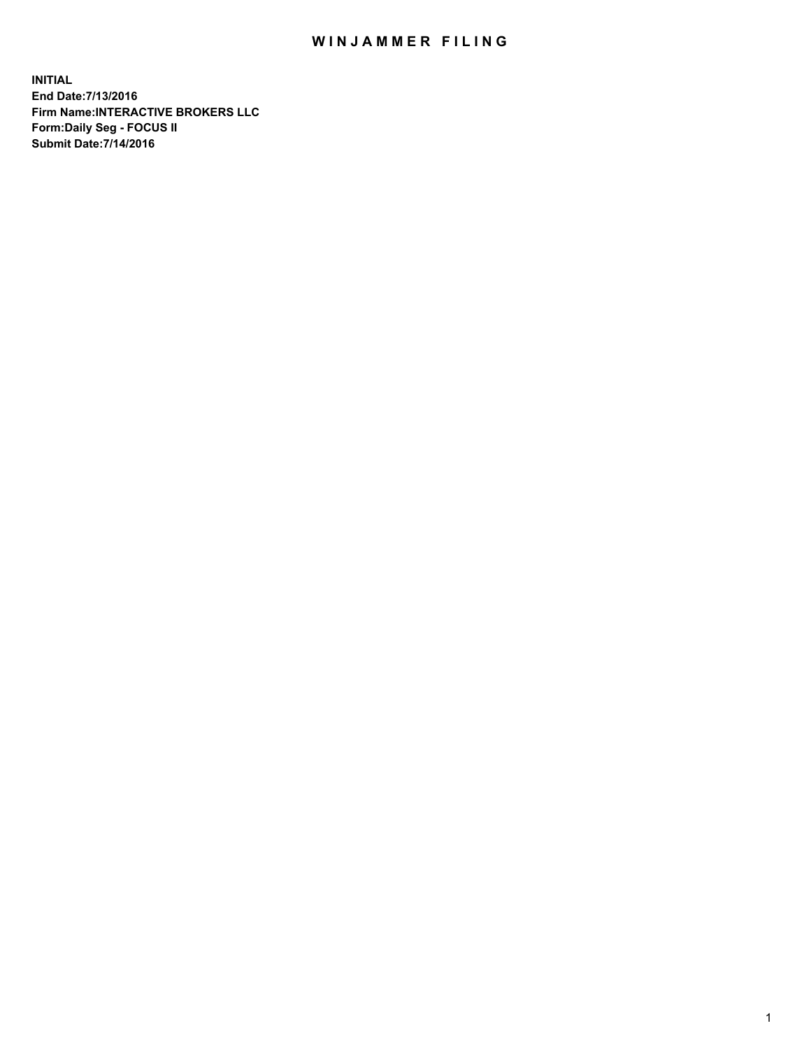# WINJAMMER FILING

**INITIAL**
**End Date:7/13/2016**
**Firm Name:INTERACTIVE BROKERS LLC**
**Form:Daily Seg - FOCUS II**
**Submit Date:7/14/2016**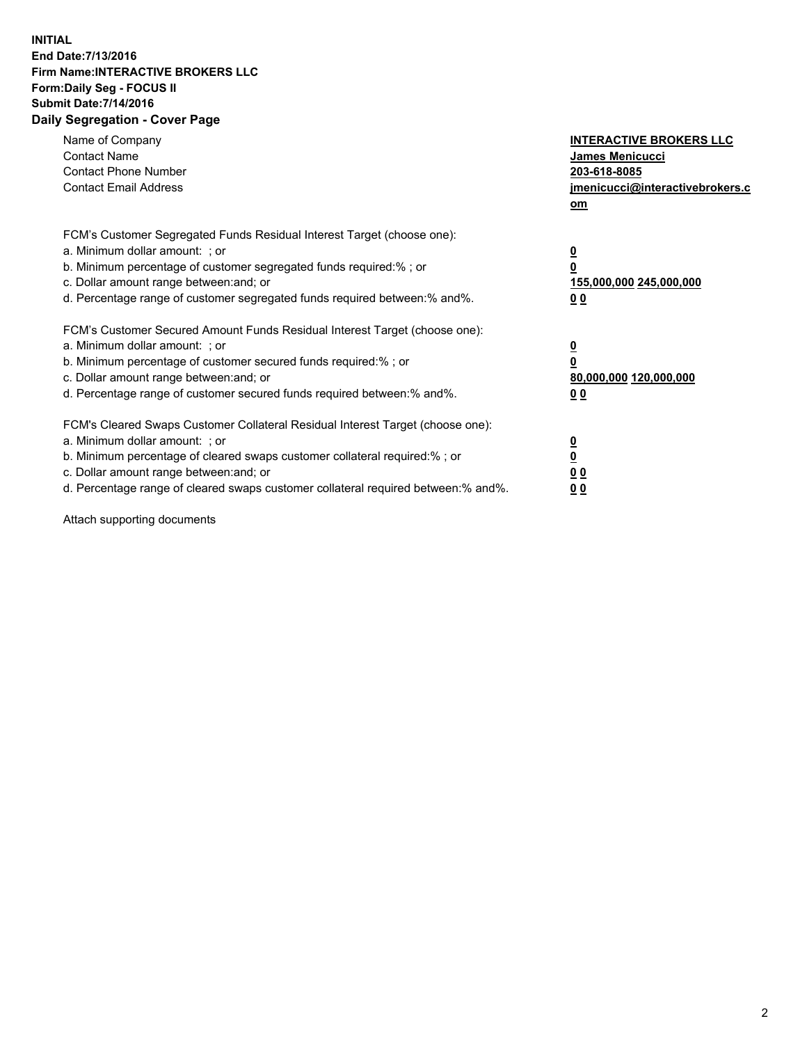**INITIAL**
**End Date:7/13/2016**
**Firm Name:INTERACTIVE BROKERS LLC**
**Form:Daily Seg - FOCUS II**
**Submit Date:7/14/2016**
**Daily Segregation - Cover Page**

| | |
|---|---|
| Name of Company | **INTERACTIVE BROKERS LLC** |
| Contact Name | **James Menicucci** |
| Contact Phone Number | **203-618-8085** |
| Contact Email Address | **jmenicucci@interactivebrokers.com** |

FCM's Customer Segregated Funds Residual Interest Target (choose one):

| | |
|---|---|
| a. Minimum dollar amount: ; or | **0** |
| b. Minimum percentage of customer segregated funds required:% ; or | **0** |
| c. Dollar amount range between:and; or | **155,000,000 245,000,000** |
| d. Percentage range of customer segregated funds required between:% and%. | **0 0** |

FCM's Customer Secured Amount Funds Residual Interest Target (choose one):

| | |
|---|---|
| a. Minimum dollar amount: ; or | **0** |
| b. Minimum percentage of customer secured funds required:% ; or | **0** |
| c. Dollar amount range between:and; or | **80,000,000 120,000,000** |
| d. Percentage range of customer secured funds required between:% and%. | **0 0** |

FCM's Cleared Swaps Customer Collateral Residual Interest Target (choose one):

| | |
|---|---|
| a. Minimum dollar amount: ; or | **0** |
| b. Minimum percentage of cleared swaps customer collateral required:% ; or | **0** |
| c. Dollar amount range between:and; or | **0 0** |
| d. Percentage range of cleared swaps customer collateral required between:% and%. | **0 0** |

Attach supporting documents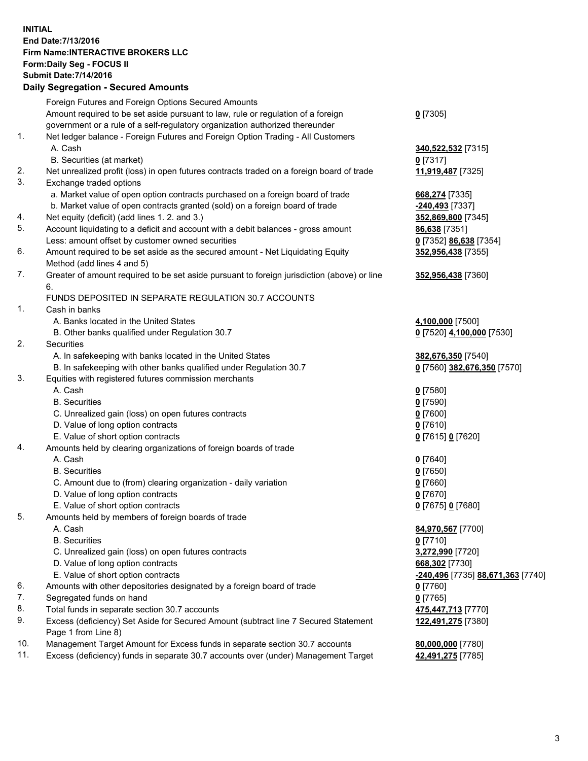**INITIAL**
**End Date:7/13/2016**
**Firm Name:INTERACTIVE BROKERS LLC**
**Form:Daily Seg - FOCUS II**
**Submit Date:7/14/2016**

## Daily Segregation - Secured Amounts

| | | |
|---|---|---|
| | Foreign Futures and Foreign Options Secured Amounts | |
| | Amount required to be set aside pursuant to law, rule or regulation of a foreign government or a rule of a self-regulatory organization authorized thereunder | **0** [7305] |
| 1. | Net ledger balance - Foreign Futures and Foreign Option Trading - All Customers | |
| | A. Cash | **340,522,532** [7315] |
| | B. Securities (at market) | **0** [7317] |
| 2. | Net unrealized profit (loss) in open futures contracts traded on a foreign board of trade | **11,919,487** [7325] |
| 3. | Exchange traded options | |
| | a. Market value of open option contracts purchased on a foreign board of trade | **668,274** [7335] |
| | b. Market value of open contracts granted (sold) on a foreign board of trade | **-240,493** [7337] |
| 4. | Net equity (deficit) (add lines 1. 2. and 3.) | **352,869,800** [7345] |
| 5. | Account liquidating to a deficit and account with a debit balances - gross amount | **86,638** [7351] |
| | Less: amount offset by customer owned securities | **0** [7352] **86,638** [7354] |
| 6. | Amount required to be set aside as the secured amount - Net Liquidating Equity Method (add lines 4 and 5) | **352,956,438** [7355] |
| 7. | Greater of amount required to be set aside pursuant to foreign jurisdiction (above) or line 6. | **352,956,438** [7360] |
| | FUNDS DEPOSITED IN SEPARATE REGULATION 30.7 ACCOUNTS | |
| 1. | Cash in banks | |
| | A. Banks located in the United States | **4,100,000** [7500] |
| | B. Other banks qualified under Regulation 30.7 | **0** [7520] **4,100,000** [7530] |
| 2. | Securities | |
| | A. In safekeeping with banks located in the United States | **382,676,350** [7540] |
| | B. In safekeeping with other banks qualified under Regulation 30.7 | **0** [7560] **382,676,350** [7570] |
| 3. | Equities with registered futures commission merchants | |
| | A. Cash | **0** [7580] |
| | B. Securities | **0** [7590] |
| | C. Unrealized gain (loss) on open futures contracts | **0** [7600] |
| | D. Value of long option contracts | **0** [7610] |
| | E. Value of short option contracts | **0** [7615] **0** [7620] |
| 4. | Amounts held by clearing organizations of foreign boards of trade | |
| | A. Cash | **0** [7640] |
| | B. Securities | **0** [7650] |
| | C. Amount due to (from) clearing organization - daily variation | **0** [7660] |
| | D. Value of long option contracts | **0** [7670] |
| | E. Value of short option contracts | **0** [7675] **0** [7680] |
| 5. | Amounts held by members of foreign boards of trade | |
| | A. Cash | **84,970,567** [7700] |
| | B. Securities | **0** [7710] |
| | C. Unrealized gain (loss) on open futures contracts | **3,272,990** [7720] |
| | D. Value of long option contracts | **668,302** [7730] |
| | E. Value of short option contracts | **-240,496** [7735] **88,671,363** [7740] |
| 6. | Amounts with other depositories designated by a foreign board of trade | **0** [7760] |
| 7. | Segregated funds on hand | **0** [7765] |
| 8. | Total funds in separate section 30.7 accounts | **475,447,713** [7770] |
| 9. | Excess (deficiency) Set Aside for Secured Amount (subtract line 7 Secured Statement Page 1 from Line 8) | **122,491,275** [7380] |
| 10. | Management Target Amount for Excess funds in separate section 30.7 accounts | **80,000,000** [7780] |
| 11. | Excess (deficiency) funds in separate 30.7 accounts over (under) Management Target | **42,491,275** [7785] |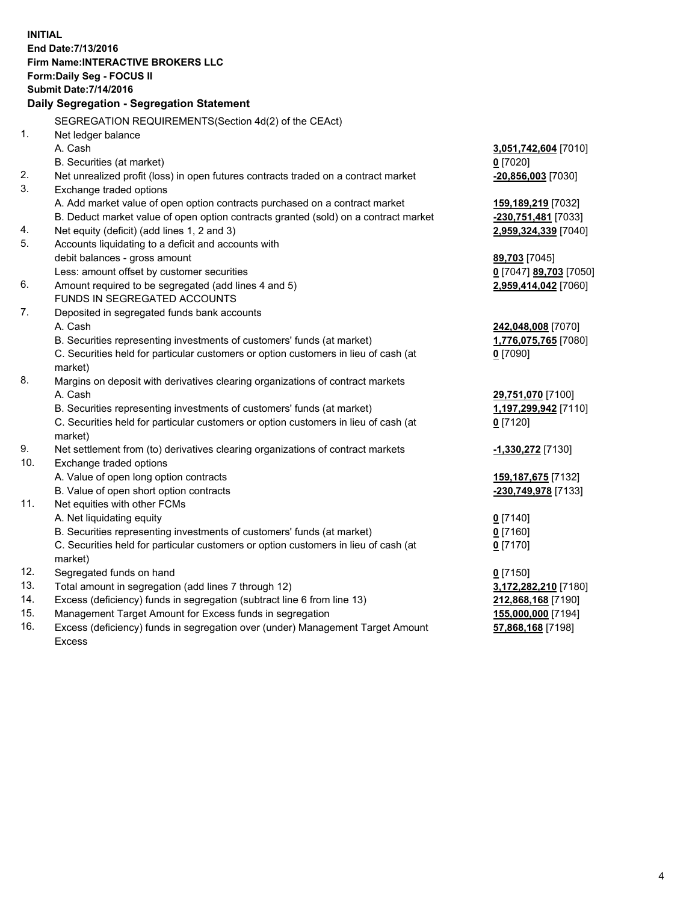**INITIAL**
**End Date:7/13/2016**
**Firm Name:INTERACTIVE BROKERS LLC**
**Form:Daily Seg - FOCUS II**
**Submit Date:7/14/2016**

### Daily Segregation - Segregation Statement

SEGREGATION REQUIREMENTS(Section 4d(2) of the CEAct)

| | | |
|---|---|---|
| 1. | Net ledger balance | |
| | A. Cash | **3,051,742,604** [7010] |
| | B. Securities (at market) | **0** [7020] |
| 2. | Net unrealized profit (loss) in open futures contracts traded on a contract market | **-20,856,003** [7030] |
| 3. | Exchange traded options | |
| | A. Add market value of open option contracts purchased on a contract market | **159,189,219** [7032] |
| | B. Deduct market value of open option contracts granted (sold) on a contract market | **-230,751,481** [7033] |
| 4. | Net equity (deficit) (add lines 1, 2 and 3) | **2,959,324,339** [7040] |
| 5. | Accounts liquidating to a deficit and accounts with debit balances - gross amount | **89,703** [7045] |
| | Less: amount offset by customer securities | **0** [7047] **89,703** [7050] |
| 6. | Amount required to be segregated (add lines 4 and 5) | **2,959,414,042** [7060] |
| | FUNDS IN SEGREGATED ACCOUNTS | |
| 7. | Deposited in segregated funds bank accounts | |
| | A. Cash | **242,048,008** [7070] |
| | B. Securities representing investments of customers' funds (at market) | **1,776,075,765** [7080] |
| | C. Securities held for particular customers or option customers in lieu of cash (at market) | **0** [7090] |
| 8. | Margins on deposit with derivatives clearing organizations of contract markets | |
| | A. Cash | **29,751,070** [7100] |
| | B. Securities representing investments of customers' funds (at market) | **1,197,299,942** [7110] |
| | C. Securities held for particular customers or option customers in lieu of cash (at market) | **0** [7120] |
| 9. | Net settlement from (to) derivatives clearing organizations of contract markets | **-1,330,272** [7130] |
| 10. | Exchange traded options | |
| | A. Value of open long option contracts | **159,187,675** [7132] |
| | B. Value of open short option contracts | **-230,749,978** [7133] |
| 11. | Net equities with other FCMs | |
| | A. Net liquidating equity | **0** [7140] |
| | B. Securities representing investments of customers' funds (at market) | **0** [7160] |
| | C. Securities held for particular customers or option customers in lieu of cash (at market) | **0** [7170] |
| 12. | Segregated funds on hand | **0** [7150] |
| 13. | Total amount in segregation (add lines 7 through 12) | **3,172,282,210** [7180] |
| 14. | Excess (deficiency) funds in segregation (subtract line 6 from line 13) | **212,868,168** [7190] |
| 15. | Management Target Amount for Excess funds in segregation | **155,000,000** [7194] |
| 16. | Excess (deficiency) funds in segregation over (under) Management Target Amount Excess | **57,868,168** [7198] |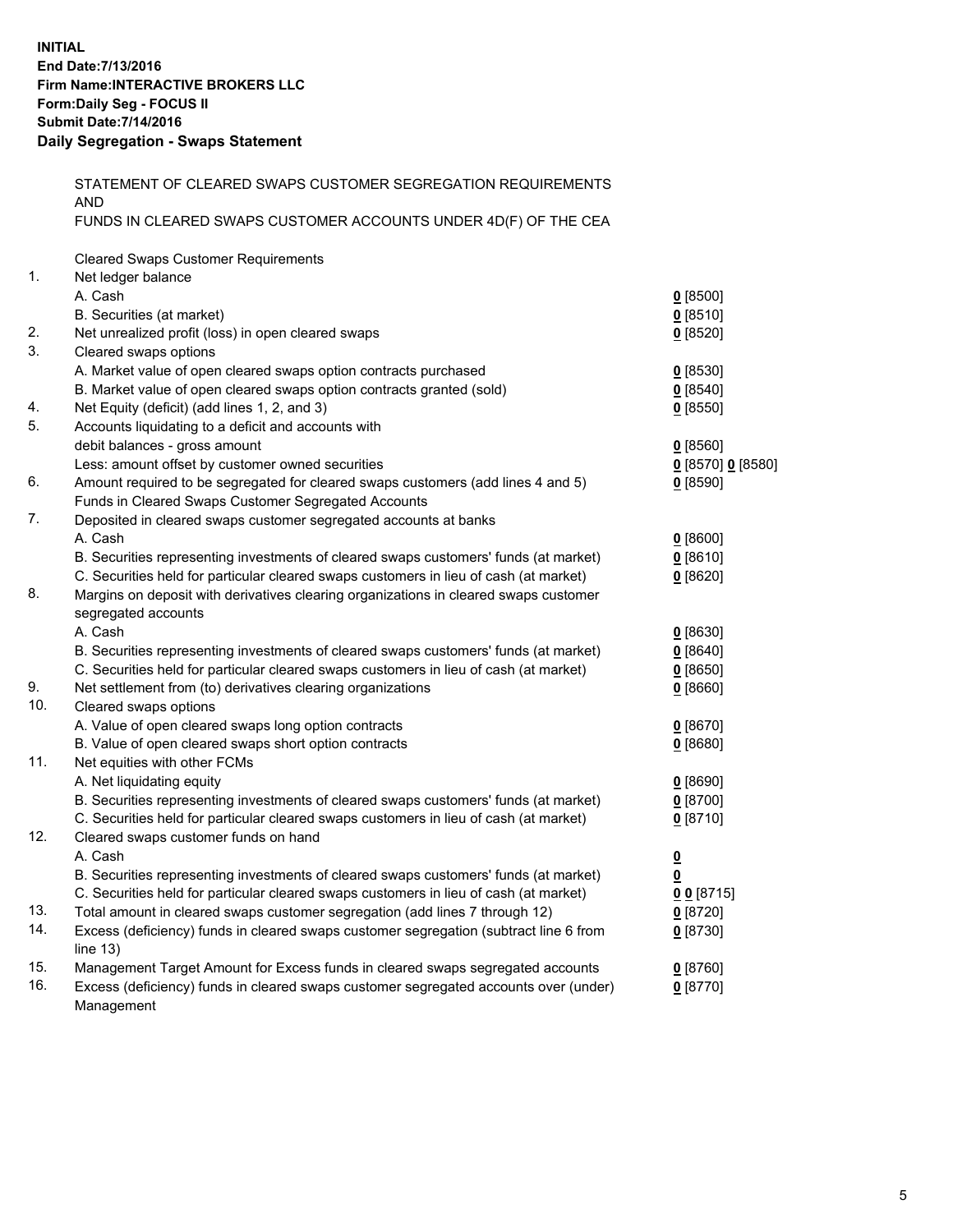**INITIAL**
**End Date:7/13/2016**
**Firm Name:INTERACTIVE BROKERS LLC**
**Form:Daily Seg - FOCUS II**
**Submit Date:7/14/2016**
**Daily Segregation - Swaps Statement**

STATEMENT OF CLEARED SWAPS CUSTOMER SEGREGATION REQUIREMENTS AND FUNDS IN CLEARED SWAPS CUSTOMER ACCOUNTS UNDER 4D(F) OF THE CEA

| | | |
|---|---|---|
| | Cleared Swaps Customer Requirements | |
| 1. | Net ledger balance | |
| | A. Cash | 0 [8500] |
| | B. Securities (at market) | 0 [8510] |
| 2. | Net unrealized profit (loss) in open cleared swaps | 0 [8520] |
| 3. | Cleared swaps options | |
| | A. Market value of open cleared swaps option contracts purchased | 0 [8530] |
| | B. Market value of open cleared swaps option contracts granted (sold) | 0 [8540] |
| 4. | Net Equity (deficit) (add lines 1, 2, and 3) | 0 [8550] |
| 5. | Accounts liquidating to a deficit and accounts with debit balances - gross amount | 0 [8560] |
| | Less: amount offset by customer owned securities | 0 [8570] 0 [8580] |
| 6. | Amount required to be segregated for cleared swaps customers (add lines 4 and 5) | 0 [8590] |
| | Funds in Cleared Swaps Customer Segregated Accounts | |
| 7. | Deposited in cleared swaps customer segregated accounts at banks | |
| | A. Cash | 0 [8600] |
| | B. Securities representing investments of cleared swaps customers' funds (at market) | 0 [8610] |
| | C. Securities held for particular cleared swaps customers in lieu of cash (at market) | 0 [8620] |
| 8. | Margins on deposit with derivatives clearing organizations in cleared swaps customer segregated accounts | |
| | A. Cash | 0 [8630] |
| | B. Securities representing investments of cleared swaps customers' funds (at market) | 0 [8640] |
| | C. Securities held for particular cleared swaps customers in lieu of cash (at market) | 0 [8650] |
| 9. | Net settlement from (to) derivatives clearing organizations | 0 [8660] |
| 10. | Cleared swaps options | |
| | A. Value of open cleared swaps long option contracts | 0 [8670] |
| | B. Value of open cleared swaps short option contracts | 0 [8680] |
| 11. | Net equities with other FCMs | |
| | A. Net liquidating equity | 0 [8690] |
| | B. Securities representing investments of cleared swaps customers' funds (at market) | 0 [8700] |
| | C. Securities held for particular cleared swaps customers in lieu of cash (at market) | 0 [8710] |
| 12. | Cleared swaps customer funds on hand | |
| | A. Cash | 0 |
| | B. Securities representing investments of cleared swaps customers' funds (at market) | 0 |
| | C. Securities held for particular cleared swaps customers in lieu of cash (at market) | 0 0 [8715] |
| 13. | Total amount in cleared swaps customer segregation (add lines 7 through 12) | 0 [8720] |
| 14. | Excess (deficiency) funds in cleared swaps customer segregation (subtract line 6 from line 13) | 0 [8730] |
| 15. | Management Target Amount for Excess funds in cleared swaps segregated accounts | 0 [8760] |
| 16. | Excess (deficiency) funds in cleared swaps customer segregated accounts over (under) Management | 0 [8770] |